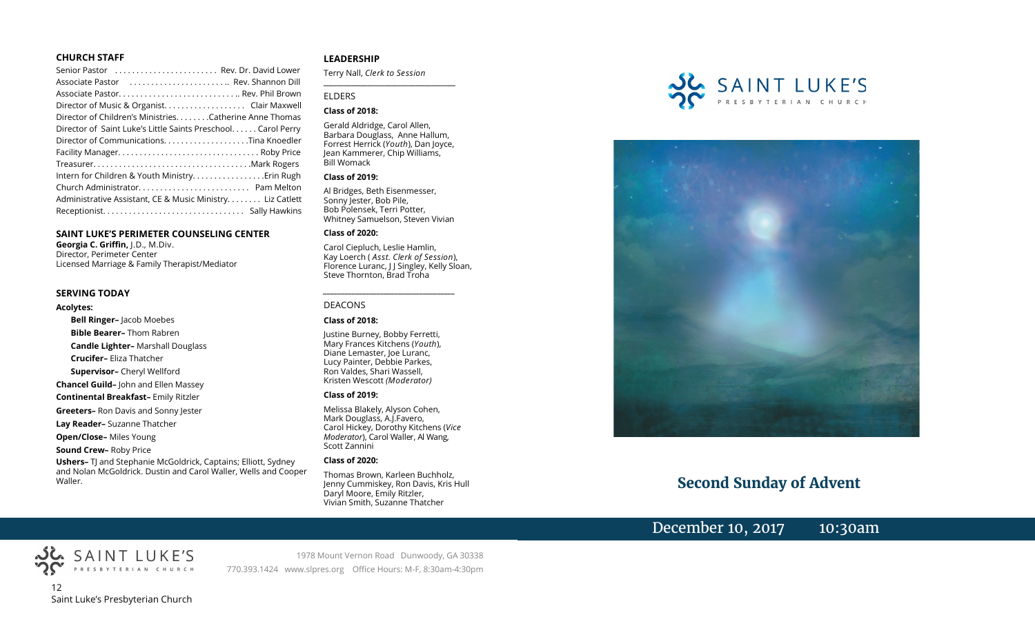### CHURCH STAFF

Senior Pastor ........................ Rev. Dr. David Lower
Associate Pastor ....................... Rev. Shannon Dill
Associate Pastor............................. Rev. Phil Brown
Director of Music & Organist.................... Clair Maxwell
Director of Children's Ministries.........Catherine Anne Thomas
Director of Saint Luke's Little Saints Preschool...... Carol Perry
Director of Communications....................Tina Knoedler
Facility Manager................................. Roby Price
Treasurer.....................................Mark Rogers
Intern for Children & Youth Ministry.................Erin Rugh
Church Administrator.......................... Pam Melton
Administrative Assistant, CE & Music Ministry........ Liz Catlett
Receptionist................................. Sally Hawkins

### SAINT LUKE'S PERIMETER COUNSELING CENTER

**Georgia C. Griffin,** J.D., M.Div.
Director, Perimeter Center
Licensed Marriage & Family Therapist/Mediator

### SERVING TODAY

**Acolytes:**

**Bell Ringer–** Jacob Moebes
**Bible Bearer–** Thom Rabren
**Candle Lighter–** Marshall Douglass
**Crucifer–** Eliza Thatcher
**Supervisor–** Cheryl Wellford

**Chancel Guild–** John and Ellen Massey
**Continental Breakfast–** Emily Ritzler
**Greeters–** Ron Davis and Sonny Jester
**Lay Reader–** Suzanne Thatcher
**Open/Close–** Miles Young
**Sound Crew–** Roby Price
**Ushers–** TJ and Stephanie McGoldrick, Captains; Elliott, Sydney and Nolan McGoldrick. Dustin and Carol Waller, Wells and Cooper Waller.

### LEADERSHIP

Terry Nall, *Clerk to Session*

ELDERS

**Class of 2018:**

Gerald Aldridge, Carol Allen, Barbara Douglass, Anne Hallum, Forrest Herrick (*Youth*), Dan Joyce, Jean Kammerer, Chip Williams, Bill Womack

**Class of 2019:**

Al Bridges, Beth Eisenmesser, Sonny Jester, Bob Pile, Bob Polensek, Terri Potter, Whitney Samuelson, Steven Vivian

**Class of 2020:**

Carol Ciepluch, Leslie Hamlin, Kay Loerch ( *Asst. Clerk of Session*), Florence Luranc, J J Singley, Kelly Sloan, Steve Thornton, Brad Troha

DEACONS

**Class of 2018:**

Justine Burney, Bobby Ferretti, Mary Frances Kitchens (*Youth*), Diane Lemaster, Joe Luranc, Lucy Painter, Debbie Parkes, Ron Valdes, Shari Wassell, Kristen Wescott *(Moderator)*

**Class of 2019:**

Melissa Blakely, Alyson Cohen, Mark Douglass, A.J.Favero, Carol Hickey, Dorothy Kitchens (*Vice Moderator*), Carol Waller, Al Wang, Scott Zannini

**Class of 2020:**

Thomas Brown, Karleen Buchholz, Jenny Cummiskey, Ron Davis, Kris Hull Daryl Moore, Emily Ritzler, Vivian Smith, Suzanne Thatcher

SAINT LUKE'S PRESBYTERIAN CHURCH

1978 Mount Vernon Road Dunwoody, GA 30338
770.393.1424 www.slpres.org Office Hours: M-F, 8:30am-4:30pm

SAINT LUKE'S PRESBYTERIAN CHURCH

# Second Sunday of Advent

December 10, 2017 10:30am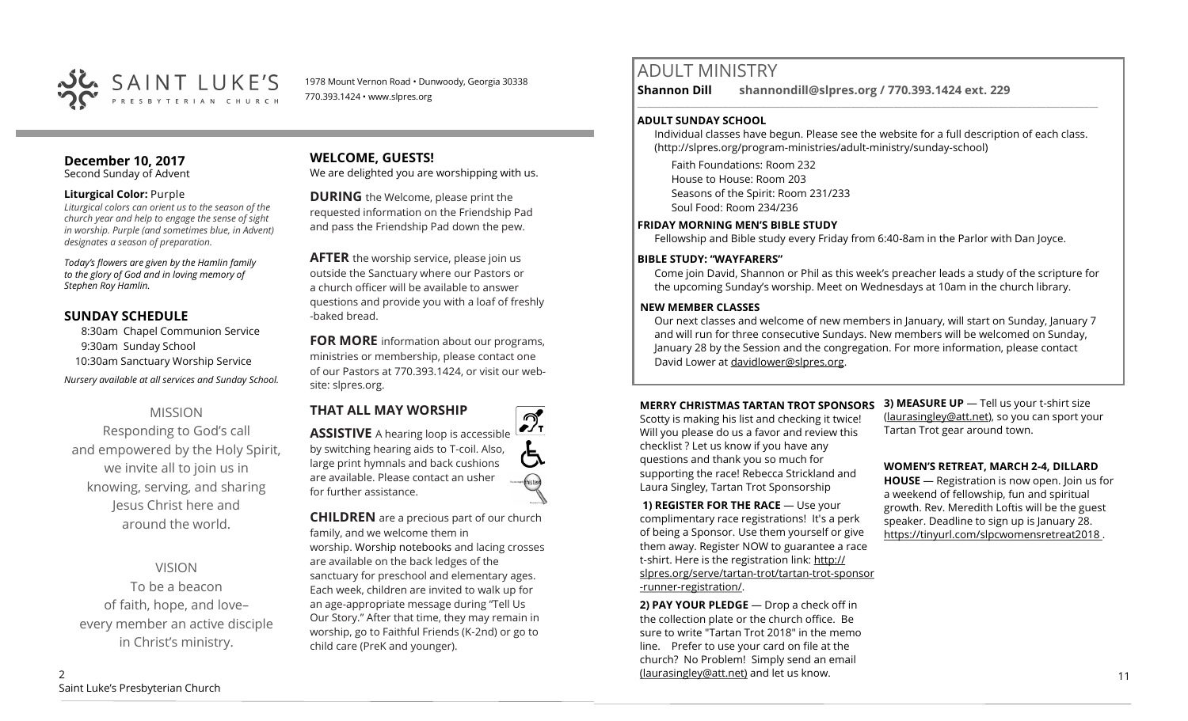SAINT LUKE'S PRESBYTERIAN CHURCH

1978 Mount Vernon Road • Dunwoody, Georgia 30338
770.393.1424 • www.slpres.org

**December 10, 2017**
Second Sunday of Advent

**Liturgical Color:** Purple

*Liturgical colors can orient us to the season of the church year and help to engage the sense of sight in worship. Purple (and sometimes blue, in Advent) designates a season of preparation.*

*Today's flowers are given by the Hamlin family to the glory of God and in loving memory of Stephen Roy Hamlin.*

## SUNDAY SCHEDULE

8:30am Chapel Communion Service
9:30am Sunday School
10:30am Sanctuary Worship Service

*Nursery available at all services and Sunday School.*

MISSION

Responding to God's call and empowered by the Holy Spirit, we invite all to join us in knowing, serving, and sharing Jesus Christ here and around the world.

VISION

To be a beacon of faith, hope, and love– every member an active disciple in Christ's ministry.

## WELCOME, GUESTS!

We are delighted you are worshipping with us.

**DURING** the Welcome, please print the requested information on the Friendship Pad and pass the Friendship Pad down the pew.

**AFTER** the worship service, please join us outside the Sanctuary where our Pastors or a church officer will be available to answer questions and provide you with a loaf of freshly-baked bread.

**FOR MORE** information about our programs, ministries or membership, please contact one of our Pastors at 770.393.1424, or visit our website: slpres.org.

## THAT ALL MAY WORSHIP

**ASSISTIVE** A hearing loop is accessible by switching hearing aids to T-coil. Also, large print hymnals and back cushions are available. Please contact an usher for further assistance.

**CHILDREN** are a precious part of our church family, and we welcome them in worship. Worship notebooks and lacing crosses are available on the back ledges of the sanctuary for preschool and elementary ages. Each week, children are invited to walk up for an age-appropriate message during "Tell Us Our Story." After that time, they may remain in worship, go to Faithful Friends (K-2nd) or go to child care (PreK and younger).

# ADULT MINISTRY

**Shannon Dill** **shannondill@slpres.org / 770.393.1424 ext. 229**

**ADULT SUNDAY SCHOOL**

Individual classes have begun. Please see the website for a full description of each class. (http://slpres.org/program-ministries/adult-ministry/sunday-school)

Faith Foundations: Room 232
House to House: Room 203
Seasons of the Spirit: Room 231/233
Soul Food: Room 234/236

**FRIDAY MORNING MEN'S BIBLE STUDY**

Fellowship and Bible study every Friday from 6:40-8am in the Parlor with Dan Joyce.

**BIBLE STUDY: "WAYFARERS"**

Come join David, Shannon or Phil as this week's preacher leads a study of the scripture for the upcoming Sunday's worship. Meet on Wednesdays at 10am in the church library.

**NEW MEMBER CLASSES**

Our next classes and welcome of new members in January, will start on Sunday, January 7 and will run for three consecutive Sundays. New members will be welcomed on Sunday, January 28 by the Session and the congregation. For more information, please contact David Lower at davidlower@slpres.org.

**MERRY CHRISTMAS TARTAN TROT SPONSORS**

Scotty is making his list and checking it twice! Will you please do us a favor and review this checklist ? Let us know if you have any questions and thank you so much for supporting the race! Rebecca Strickland and Laura Singley, Tartan Trot Sponsorship

**1) REGISTER FOR THE RACE** — Use your complimentary race registrations! It's a perk of being a Sponsor. Use them yourself or give them away. Register NOW to guarantee a race t-shirt. Here is the registration link: http://slpres.org/serve/tartan-trot/tartan-trot-sponsor-runner-registration/.

**2) PAY YOUR PLEDGE** — Drop a check off in the collection plate or the church office. Be sure to write "Tartan Trot 2018" in the memo line. Prefer to use your card on file at the church? No Problem! Simply send an email (laurasingley@att.net) and let us know.

**3) MEASURE UP** — Tell us your t-shirt size (laurasingley@att.net), so you can sport your Tartan Trot gear around town.

**WOMEN'S RETREAT, MARCH 2-4, DILLARD HOUSE** — Registration is now open. Join us for a weekend of fellowship, fun and spiritual growth. Rev. Meredith Loftis will be the guest speaker. Deadline to sign up is January 28. https://tinyurl.com/slpcwomensretreat2018 .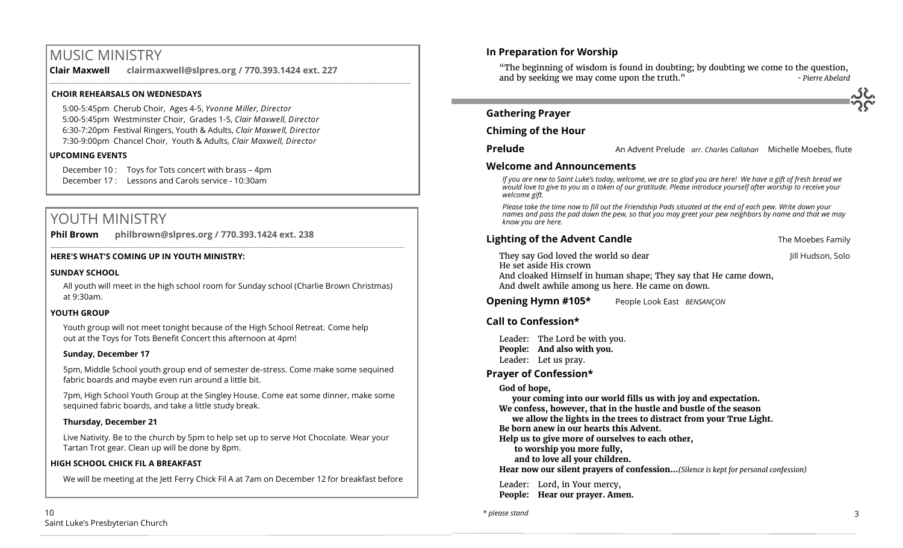# MUSIC MINISTRY

**Clair Maxwell clairmaxwell@slpres.org / 770.393.1424 ext. 227**

### CHOIR REHEARSALS ON WEDNESDAYS

5:00-5:45pm Cherub Choir, Ages 4-5, *Yvonne Miller, Director*
5:00-5:45pm Westminster Choir, Grades 1-5, *Clair Maxwell, Director*
6:30-7:20pm Festival Ringers, Youth & Adults, *Clair Maxwell, Director*
7:30-9:00pm Chancel Choir, Youth & Adults, *Clair Maxwell, Director*

### UPCOMING EVENTS

December 10 : Toys for Tots concert with brass – 4pm
December 17 : Lessons and Carols service - 10:30am

# YOUTH MINISTRY

**Phil Brown philbrown@slpres.org / 770.393.1424 ext. 238**

### HERE'S WHAT'S COMING UP IN YOUTH MINISTRY:

### SUNDAY SCHOOL

All youth will meet in the high school room for Sunday school (Charlie Brown Christmas) at 9:30am.

### YOUTH GROUP

Youth group will not meet tonight because of the High School Retreat. Come help out at the Toys for Tots Benefit Concert this afternoon at 4pm!

**Sunday, December 17**

5pm, Middle School youth group end of semester de-stress. Come make some sequined fabric boards and maybe even run around a little bit.

7pm, High School Youth Group at the Singley House. Come eat some dinner, make some sequined fabric boards, and take a little study break.

**Thursday, December 21**

Live Nativity. Be to the church by 5pm to help set up to serve Hot Chocolate. Wear your Tartan Trot gear. Clean up will be done by 8pm.

### HIGH SCHOOL CHICK FIL A BREAKFAST

We will be meeting at the Jett Ferry Chick Fil A at 7am on December 12 for breakfast before

## In Preparation for Worship

"The beginning of wisdom is found in doubting; by doubting we come to the question, and by seeking we may come upon the truth." *- Pierre Abelard*

## Gathering Prayer

## Chiming of the Hour

**Prelude** An Advent Prelude *arr. Charles Callahan* Michelle Moebes, flute

## Welcome and Announcements

*If you are new to Saint Luke's today, welcome, we are so glad you are here! We have a gift of fresh bread we would love to give to you as a token of our gratitude. Please introduce yourself after worship to receive your welcome gift.*

*Please take the time now to fill out the Friendship Pads situated at the end of each pew. Write down your names and pass the pad down the pew, so that you may greet your pew neighbors by name and that we may know you are here.*

## Lighting of the Advent Candle

The Moebes Family

They say God loved the world so dear — Jill Hudson, Solo
He set aside His crown
And cloaked Himself in human shape; They say that He came down,
And dwelt awhile among us here. He came on down.

**Opening Hymn #105\*** People Look East *BENSANÇON*

## Call to Confession\*

Leader: The Lord be with you.
**People: And also with you.**
Leader: Let us pray.

## Prayer of Confession\*

**God of hope,**
**your coming into our world fills us with joy and expectation.**
**We confess, however, that in the hustle and bustle of the season**
**we allow the lights in the trees to distract from your True Light.**
**Be born anew in our hearts this Advent.**
**Help us to give more of ourselves to each other,**
**to worship you more fully,**
**and to love all your children.**
**Hear now our silent prayers of confession…***(Silence is kept for personal confession)*

Leader: Lord, in Your mercy,
**People: Hear our prayer. Amen.**

*\* please stand*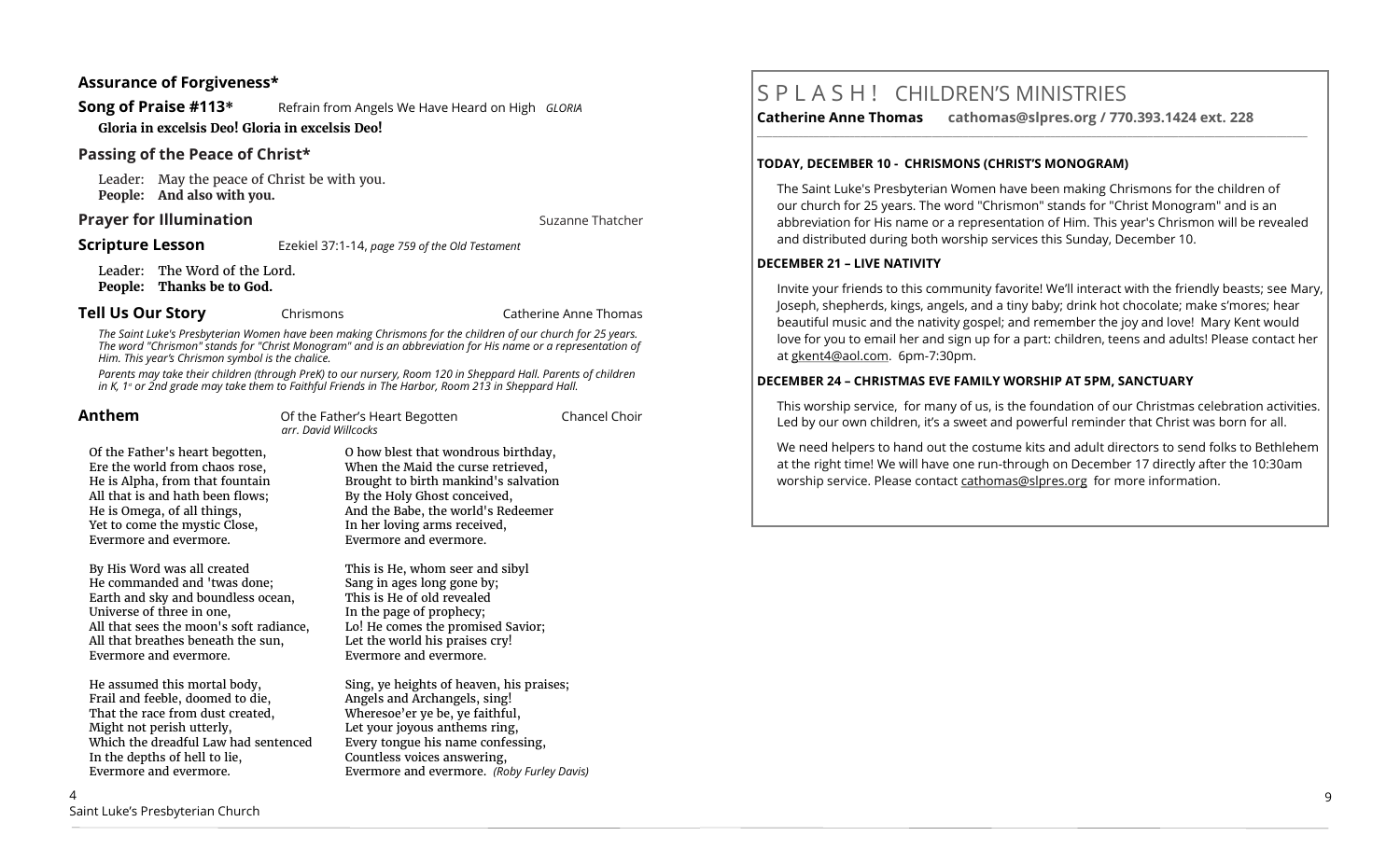### Assurance of Forgiveness*

**Song of Praise #113*** Refrain from Angels We Have Heard on High *GLORIA*

**Gloria in excelsis Deo! Gloria in excelsis Deo!**

### Passing of the Peace of Christ*

Leader: May the peace of Christ be with you.
**People: And also with you.**

**Prayer for Illumination** Suzanne Thatcher

**Scripture Lesson** Ezekiel 37:1-14, *page 759 of the Old Testament*

Leader: The Word of the Lord.
**People: Thanks be to God.**

**Tell Us Our Story** Chrismons Catherine Anne Thomas

*The Saint Luke's Presbyterian Women have been making Chrismons for the children of our church for 25 years. The word "Chrismon" stands for "Christ Monogram" and is an abbreviation for His name or a representation of Him. This year's Chrismon symbol is the chalice.*

*Parents may take their children (through PreK) to our nursery, Room 120 in Sheppard Hall. Parents of children in K, 1st or 2nd grade may take them to Faithful Friends in The Harbor, Room 213 in Sheppard Hall.*

**Anthem** Of the Father's Heart Begotten *arr. David Willcocks* Chancel Choir

Of the Father's heart begotten,
Ere the world from chaos rose,
He is Alpha, from that fountain
All that is and hath been flows;
He is Omega, of all things,
Yet to come the mystic Close,
Evermore and evermore.

By His Word was all created
He commanded and 'twas done;
Earth and sky and boundless ocean,
Universe of three in one,
All that sees the moon's soft radiance,
All that breathes beneath the sun,
Evermore and evermore.

He assumed this mortal body,
Frail and feeble, doomed to die,
That the race from dust created,
Might not perish utterly,
Which the dreadful Law had sentenced
In the depths of hell to lie,
Evermore and evermore.

O how blest that wondrous birthday,
When the Maid the curse retrieved,
Brought to birth mankind's salvation
By the Holy Ghost conceived,
And the Babe, the world's Redeemer
In her loving arms received,
Evermore and evermore.

This is He, whom seer and sibyl
Sang in ages long gone by;
This is He of old revealed
In the page of prophecy;
Lo! He comes the promised Savior;
Let the world his praises cry!
Evermore and evermore.

Sing, ye heights of heaven, his praises;
Angels and Archangels, sing!
Wheresoe'er ye be, ye faithful,
Let your joyous anthems ring,
Every tongue his name confessing,
Countless voices answering,
Evermore and evermore. *(Roby Furley Davis)*

# S P L A S H ! CHILDREN'S MINISTRIES

**Catherine Anne Thomas cathomas@slpres.org / 770.393.1424 ext. 228**

#### TODAY, DECEMBER 10 - CHRISMONS (CHRIST'S MONOGRAM)

The Saint Luke's Presbyterian Women have been making Chrismons for the children of our church for 25 years. The word "Chrismon" stands for "Christ Monogram" and is an abbreviation for His name or a representation of Him. This year's Chrismon will be revealed and distributed during both worship services this Sunday, December 10.

#### DECEMBER 21 – LIVE NATIVITY

Invite your friends to this community favorite! We'll interact with the friendly beasts; see Mary, Joseph, shepherds, kings, angels, and a tiny baby; drink hot chocolate; make s'mores; hear beautiful music and the nativity gospel; and remember the joy and love! Mary Kent would love for you to email her and sign up for a part: children, teens and adults! Please contact her at gkent4@aol.com. 6pm-7:30pm.

#### DECEMBER 24 – CHRISTMAS EVE FAMILY WORSHIP AT 5PM, SANCTUARY

This worship service, for many of us, is the foundation of our Christmas celebration activities. Led by our own children, it's a sweet and powerful reminder that Christ was born for all.

We need helpers to hand out the costume kits and adult directors to send folks to Bethlehem at the right time! We will have one run-through on December 17 directly after the 10:30am worship service. Please contact cathomas@slpres.org for more information.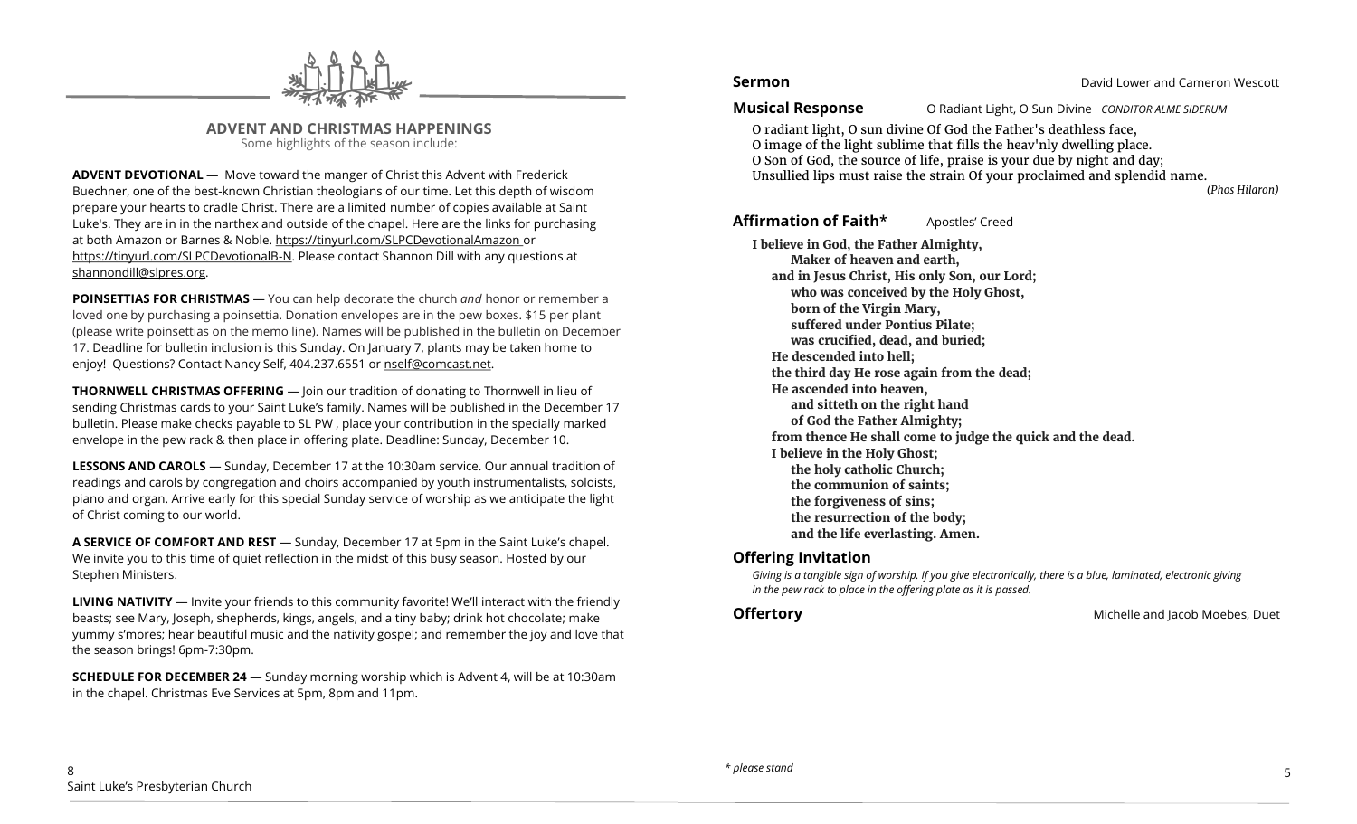## ADVENT AND CHRISTMAS HAPPENINGS

Some highlights of the season include:

**ADVENT DEVOTIONAL** — Move toward the manger of Christ this Advent with Frederick Buechner, one of the best-known Christian theologians of our time. Let this depth of wisdom prepare your hearts to cradle Christ. There are a limited number of copies available at Saint Luke's. They are in in the narthex and outside of the chapel. Here are the links for purchasing at both Amazon or Barnes & Noble. https://tinyurl.com/SLPCDevotionalAmazon or https://tinyurl.com/SLPCDevotionalB-N. Please contact Shannon Dill with any questions at shannondill@slpres.org.

**POINSETTIAS FOR CHRISTMAS** — You can help decorate the church *and* honor or remember a loved one by purchasing a poinsettia. Donation envelopes are in the pew boxes. $15 per plant (please write poinsettias on the memo line). Names will be published in the bulletin on December 17. Deadline for bulletin inclusion is this Sunday. On January 7, plants may be taken home to enjoy! Questions? Contact Nancy Self, 404.237.6551 or nself@comcast.net.

**THORNWELL CHRISTMAS OFFERING** — Join our tradition of donating to Thornwell in lieu of sending Christmas cards to your Saint Luke's family. Names will be published in the December 17 bulletin. Please make checks payable to SL PW , place your contribution in the specially marked envelope in the pew rack & then place in offering plate. Deadline: Sunday, December 10.

**LESSONS AND CAROLS** — Sunday, December 17 at the 10:30am service. Our annual tradition of readings and carols by congregation and choirs accompanied by youth instrumentalists, soloists, piano and organ. Arrive early for this special Sunday service of worship as we anticipate the light of Christ coming to our world.

**A SERVICE OF COMFORT AND REST** — Sunday, December 17 at 5pm in the Saint Luke's chapel. We invite you to this time of quiet reflection in the midst of this busy season. Hosted by our Stephen Ministers.

**LIVING NATIVITY** — Invite your friends to this community favorite! We'll interact with the friendly beasts; see Mary, Joseph, shepherds, kings, angels, and a tiny baby; drink hot chocolate; make yummy s'mores; hear beautiful music and the nativity gospel; and remember the joy and love that the season brings! 6pm-7:30pm.

**SCHEDULE FOR DECEMBER 24** — Sunday morning worship which is Advent 4, will be at 10:30am in the chapel. Christmas Eve Services at 5pm, 8pm and 11pm.

**Sermon** David Lower and Cameron Wescott

**Musical Response** O Radiant Light, O Sun Divine *CONDITOR ALME SIDERUM*

O radiant light, O sun divine Of God the Father's deathless face,
O image of the light sublime that fills the heav'nly dwelling place.
O Son of God, the source of life, praise is your due by night and day;
Unsullied lips must raise the strain Of your proclaimed and splendid name.

*(Phos Hilaron)*

**Affirmation of Faith\*** Apostles' Creed

**I believe in God, the Father Almighty,**
**Maker of heaven and earth,**
**and in Jesus Christ, His only Son, our Lord;**
**who was conceived by the Holy Ghost,**
**born of the Virgin Mary,**
**suffered under Pontius Pilate;**
**was crucified, dead, and buried;**
**He descended into hell;**
**the third day He rose again from the dead;**
**He ascended into heaven,**
**and sitteth on the right hand**
**of God the Father Almighty;**
**from thence He shall come to judge the quick and the dead.**
**I believe in the Holy Ghost;**
**the holy catholic Church;**
**the communion of saints;**
**the forgiveness of sins;**
**the resurrection of the body;**
**and the life everlasting. Amen.**

**Offering Invitation**

*Giving is a tangible sign of worship. If you give electronically, there is a blue, laminated, electronic giving in the pew rack to place in the offering plate as it is passed.*

**Offertory** Michelle and Jacob Moebes, Duet

*\* please stand*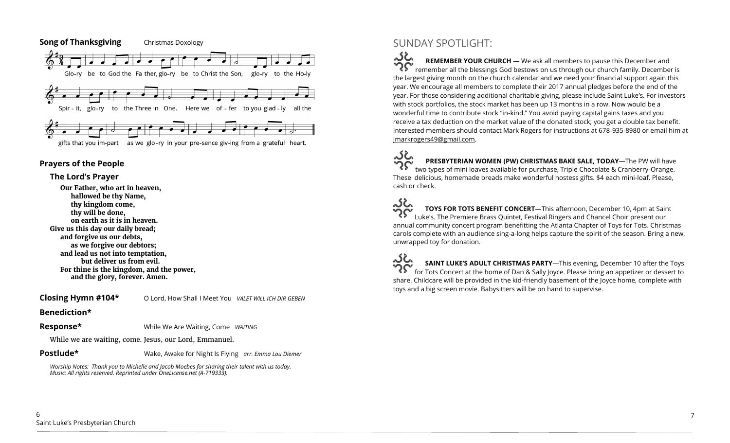**Song of Thanksgiving** Christmas Doxology

Glo-ry be to God the Fa ther, glo-ry be to Christ the Son, glo-ry to the Ho-ly Spir - it, glo-ry to the Three in One. Here we of - fer to you glad - ly all the gifts that you im-part as we glo-ry in your pre-sence giv-ing from a grateful heart.

**Prayers of the People**

**The Lord's Prayer**

**Our Father, who art in heaven,**
**hallowed be thy Name,**
**thy kingdom come,**
**thy will be done,**
**on earth as it is in heaven.**
**Give us this day our daily bread;**
**and forgive us our debts,**
**as we forgive our debtors;**
**and lead us not into temptation,**
**but deliver us from evil.**
**For thine is the kingdom, and the power,**
**and the glory, forever. Amen.**

**Closing Hymn #104*** O Lord, How Shall I Meet You *VALET WILL ICH DIR GEBEN*

**Benediction***

**Response*** While We Are Waiting, Come *WAITING*

While we are waiting, come. Jesus, our Lord, Emmanuel.

**Postlude*** Wake, Awake for Night Is Flying *arr. Emma Lou Diemer*

*Worship Notes: Thank you to Michelle and Jacob Moebes for sharing their talent with us today.*
*Music: All rights reserved. Reprinted under OneLicense.net (A-719333).*

## SUNDAY SPOTLIGHT:

**REMEMBER YOUR CHURCH** — We ask all members to pause this December and remember all the blessings God bestows on us through our church family. December is the largest giving month on the church calendar and we need your financial support again this year. We encourage all members to complete their 2017 annual pledges before the end of the year. For those considering additional charitable giving, please include Saint Luke's. For investors with stock portfolios, the stock market has been up 13 months in a row. Now would be a wonderful time to contribute stock "in-kind." You avoid paying capital gains taxes and you receive a tax deduction on the market value of the donated stock; you get a double tax benefit. Interested members should contact Mark Rogers for instructions at 678-935-8980 or email him at jmarkrogers49@gmail.com.

**PRESBYTERIAN WOMEN (PW) CHRISTMAS BAKE SALE, TODAY**—The PW will have two types of mini loaves available for purchase, Triple Chocolate & Cranberry-Orange. These delicious, homemade breads make wonderful hostess gifts. $4 each mini-loaf. Please, cash or check.

**TOYS FOR TOTS BENEFIT CONCERT**—This afternoon, December 10, 4pm at Saint Luke's. The Premiere Brass Quintet, Festival Ringers and Chancel Choir present our annual community concert program benefitting the Atlanta Chapter of Toys for Tots. Christmas carols complete with an audience sing-a-long helps capture the spirit of the season. Bring a new, unwrapped toy for donation.

**SAINT LUKE'S ADULT CHRISTMAS PARTY**—This evening, December 10 after the Toys for Tots Concert at the home of Dan & Sally Joyce. Please bring an appetizer or dessert to share. Childcare will be provided in the kid-friendly basement of the Joyce home, complete with toys and a big screen movie. Babysitters will be on hand to supervise.